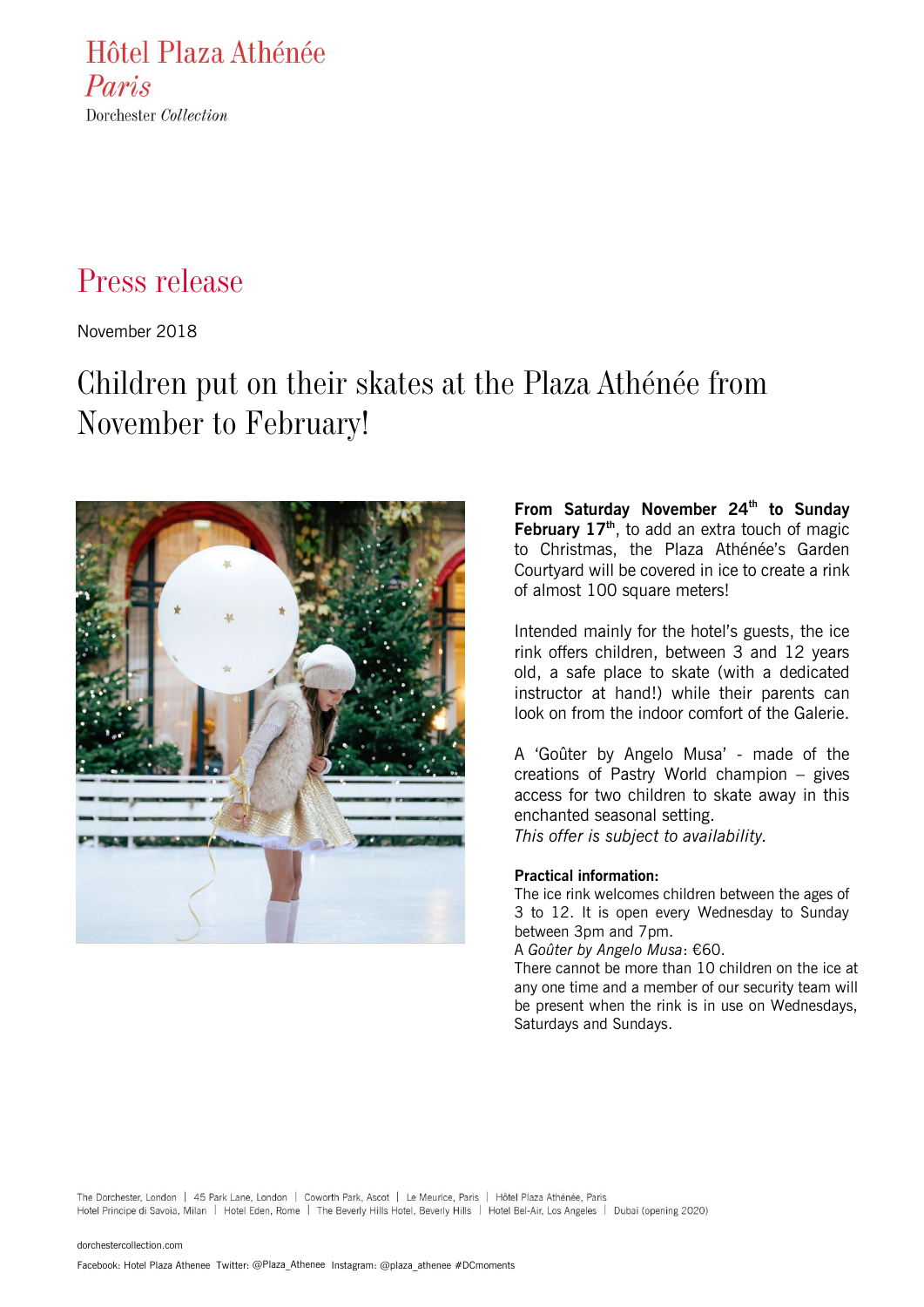Hôtel Plaza Athénée
*Paris*
Dorchester *Collection*

# Press release

November 2018

## Children put on their skates at the Plaza Athénée from November to February!

**From Saturday November 24th to Sunday February 17th**, to add an extra touch of magic to Christmas, the Plaza Athénée's Garden Courtyard will be covered in ice to create a rink of almost 100 square meters!

Intended mainly for the hotel's guests, the ice rink offers children, between 3 and 12 years old, a safe place to skate (with a dedicated instructor at hand!) while their parents can look on from the indoor comfort of the Galerie.

A 'Goûter by Angelo Musa' - made of the creations of Pastry World champion – gives access for two children to skate away in this enchanted seasonal setting.
*This offer is subject to availability.*

**Practical information:**
The ice rink welcomes children between the ages of 3 to 12. It is open every Wednesday to Sunday between 3pm and 7pm.
A *Goûter by Angelo Musa*: €60.
There cannot be more than 10 children on the ice at any one time and a member of our security team will be present when the rink is in use on Wednesdays, Saturdays and Sundays.

The Dorchester, London | 45 Park Lane, London | Coworth Park, Ascot | Le Meurice, Paris | Hôtel Plaza Athénée, Paris
Hotel Principe di Savoia, Milan | Hotel Eden, Rome | The Beverly Hills Hotel, Beverly Hills | Hotel Bel-Air, Los Angeles | Dubai (opening 2020)

dorchestercollection.com

Facebook: Hotel Plaza Athenee Twitter: @Plaza_Athenee Instagram: @plaza_athenee #DCmoments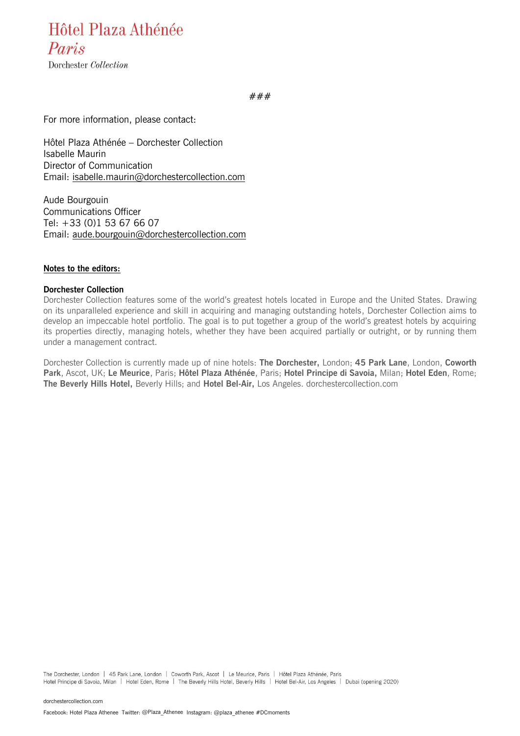###

For more information, please contact:

Hôtel Plaza Athénée – Dorchester Collection
Isabelle Maurin
Director of Communication
Email: isabelle.maurin@dorchestercollection.com

Aude Bourgouin
Communications Officer
Tel: +33 (0)1 53 67 66 07
Email: aude.bourgouin@dorchestercollection.com

**Notes to the editors:**

**Dorchester Collection**
Dorchester Collection features some of the world's greatest hotels located in Europe and the United States. Drawing on its unparalleled experience and skill in acquiring and managing outstanding hotels, Dorchester Collection aims to develop an impeccable hotel portfolio. The goal is to put together a group of the world's greatest hotels by acquiring its properties directly, managing hotels, whether they have been acquired partially or outright, or by running them under a management contract.

Dorchester Collection is currently made up of nine hotels: **The Dorchester,** London; **45 Park Lane**, London, **Coworth Park**, Ascot, UK; **Le Meurice**, Paris; **Hôtel Plaza Athénée**, Paris; **Hotel Principe di Savoia,** Milan; **Hotel Eden**, Rome; **The Beverly Hills Hotel,** Beverly Hills; and **Hotel Bel-Air,** Los Angeles. dorchestercollection.com

The Dorchester, London | 45 Park Lane, London | Coworth Park, Ascot | Le Meurice, Paris | Hôtel Plaza Athénée, Paris
Hotel Principe di Savoia, Milan | Hotel Eden, Rome | The Beverly Hills Hotel, Beverly Hills | Hotel Bel-Air, Los Angeles | Dubai (opening 2020)

dorchestercollection.com

Facebook: Hotel Plaza Athenee Twitter: @Plaza_Athenee Instagram: @plaza_athenee #DCmoments